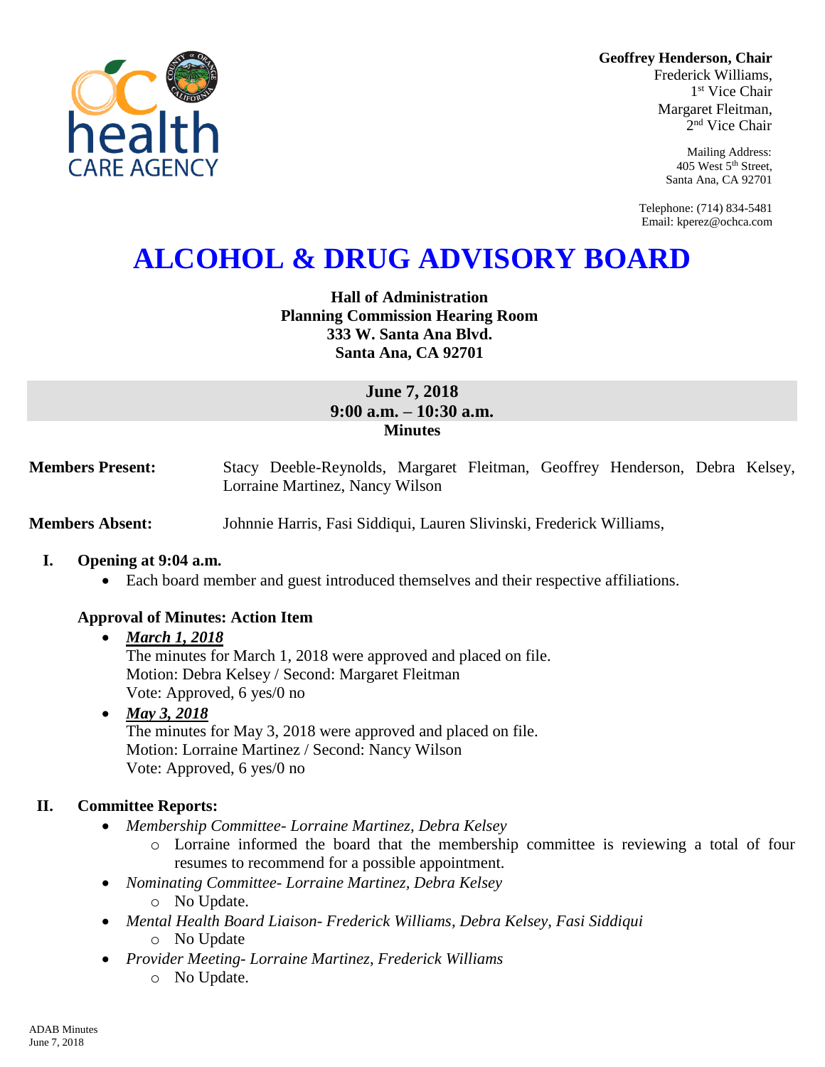**Geoffrey Henderson, Chair**
Frederick Williams,
1st Vice Chair
Margaret Fleitman,
2nd Vice Chair

Mailing Address:
405 West 5th Street,
Santa Ana, CA 92701

Telephone: (714) 834-5481
Email: kperez@ochca.com

# ALCOHOL & DRUG ADVISORY BOARD

**Hall of Administration**
**Planning Commission Hearing Room**
**333 W. Santa Ana Blvd.**
**Santa Ana, CA 92701**

**June 7, 2018**
**9:00 a.m. – 10:30 a.m.**
**Minutes**

**Members Present:** Stacy Deeble-Reynolds, Margaret Fleitman, Geoffrey Henderson, Debra Kelsey, Lorraine Martinez, Nancy Wilson

**Members Absent:** Johnnie Harris, Fasi Siddiqui, Lauren Slivinski, Frederick Williams,

## I. Opening at 9:04 a.m.

- Each board member and guest introduced themselves and their respective affiliations.

### Approval of Minutes: Action Item

- ***March 1, 2018***
  The minutes for March 1, 2018 were approved and placed on file.
  Motion: Debra Kelsey / Second: Margaret Fleitman
  Vote: Approved, 6 yes/0 no
- ***May 3, 2018***
  The minutes for May 3, 2018 were approved and placed on file.
  Motion: Lorraine Martinez / Second: Nancy Wilson
  Vote: Approved, 6 yes/0 no

## II. Committee Reports:

- *Membership Committee- Lorraine Martinez, Debra Kelsey*
  - Lorraine informed the board that the membership committee is reviewing a total of four resumes to recommend for a possible appointment.
- *Nominating Committee- Lorraine Martinez, Debra Kelsey*
  - No Update.
- *Mental Health Board Liaison- Frederick Williams, Debra Kelsey, Fasi Siddiqui*
  - No Update
- *Provider Meeting- Lorraine Martinez, Frederick Williams*
  - No Update.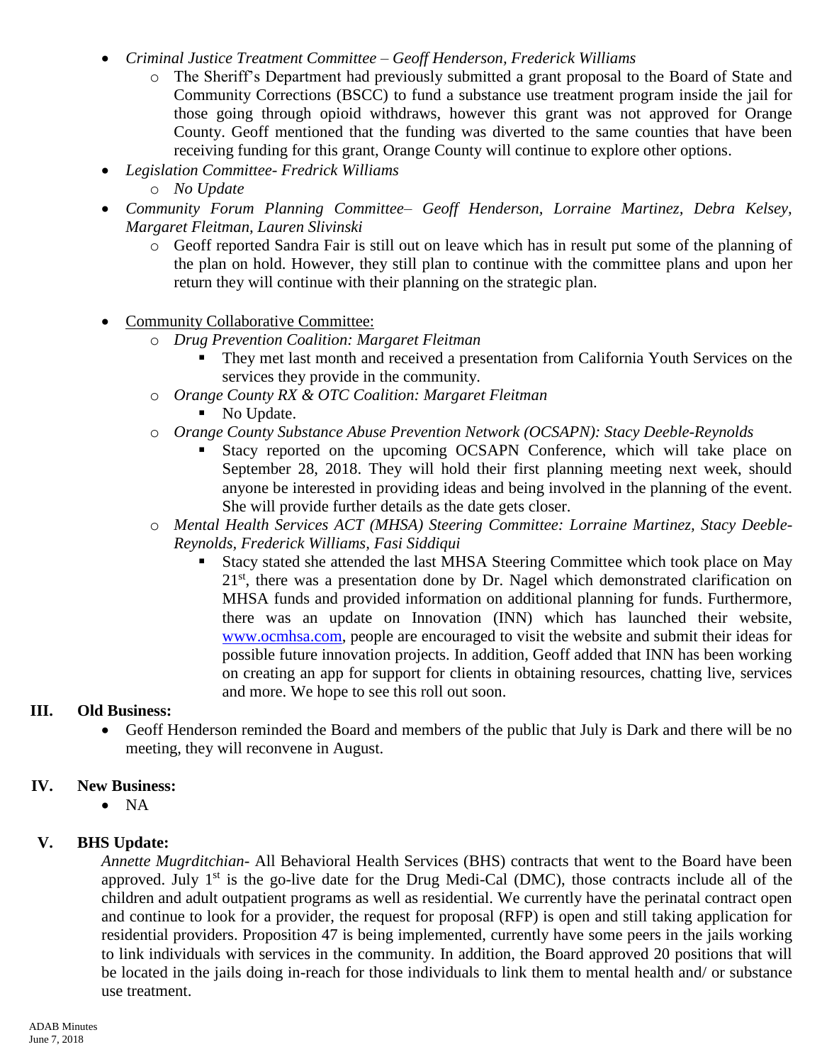- *Criminal Justice Treatment Committee – Geoff Henderson, Frederick Williams*
  - The Sheriff's Department had previously submitted a grant proposal to the Board of State and Community Corrections (BSCC) to fund a substance use treatment program inside the jail for those going through opioid withdraws, however this grant was not approved for Orange County. Geoff mentioned that the funding was diverted to the same counties that have been receiving funding for this grant, Orange County will continue to explore other options.
- *Legislation Committee- Fredrick Williams*
  - *No Update*
- *Community Forum Planning Committee– Geoff Henderson, Lorraine Martinez, Debra Kelsey, Margaret Fleitman, Lauren Slivinski*
  - Geoff reported Sandra Fair is still out on leave which has in result put some of the planning of the plan on hold. However, they still plan to continue with the committee plans and upon her return they will continue with their planning on the strategic plan.

- Community Collaborative Committee:
  - *Drug Prevention Coalition: Margaret Fleitman*
    - They met last month and received a presentation from California Youth Services on the services they provide in the community.
  - *Orange County RX & OTC Coalition: Margaret Fleitman*
    - No Update.
  - *Orange County Substance Abuse Prevention Network (OCSAPN): Stacy Deeble-Reynolds*
    - Stacy reported on the upcoming OCSAPN Conference, which will take place on September 28, 2018. They will hold their first planning meeting next week, should anyone be interested in providing ideas and being involved in the planning of the event. She will provide further details as the date gets closer.
  - *Mental Health Services ACT (MHSA) Steering Committee: Lorraine Martinez, Stacy Deeble-Reynolds, Frederick Williams, Fasi Siddiqui*
    - Stacy stated she attended the last MHSA Steering Committee which took place on May 21st, there was a presentation done by Dr. Nagel which demonstrated clarification on MHSA funds and provided information on additional planning for funds. Furthermore, there was an update on Innovation (INN) which has launched their website, www.ocmhsa.com, people are encouraged to visit the website and submit their ideas for possible future innovation projects. In addition, Geoff added that INN has been working on creating an app for support for clients in obtaining resources, chatting live, services and more. We hope to see this roll out soon.

## III. Old Business:

- Geoff Henderson reminded the Board and members of the public that July is Dark and there will be no meeting, they will reconvene in August.

## IV. New Business:

- NA

## V. BHS Update:

*Annette Mugrditchian*- All Behavioral Health Services (BHS) contracts that went to the Board have been approved. July 1st is the go-live date for the Drug Medi-Cal (DMC), those contracts include all of the children and adult outpatient programs as well as residential. We currently have the perinatal contract open and continue to look for a provider, the request for proposal (RFP) is open and still taking application for residential providers. Proposition 47 is being implemented, currently have some peers in the jails working to link individuals with services in the community. In addition, the Board approved 20 positions that will be located in the jails doing in-reach for those individuals to link them to mental health and/ or substance use treatment.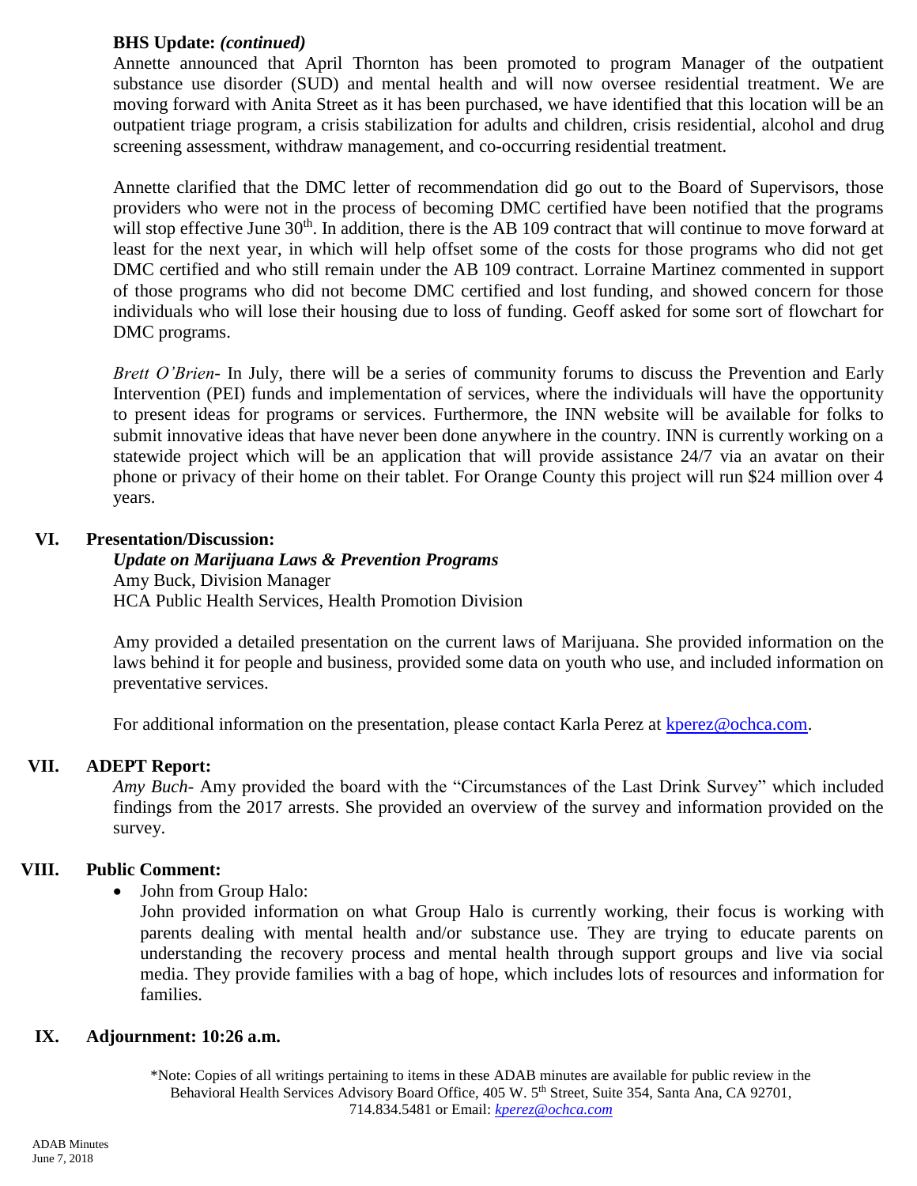**BHS Update:** ***(continued)***

Annette announced that April Thornton has been promoted to program Manager of the outpatient substance use disorder (SUD) and mental health and will now oversee residential treatment. We are moving forward with Anita Street as it has been purchased, we have identified that this location will be an outpatient triage program, a crisis stabilization for adults and children, crisis residential, alcohol and drug screening assessment, withdraw management, and co-occurring residential treatment.

Annette clarified that the DMC letter of recommendation did go out to the Board of Supervisors, those providers who were not in the process of becoming DMC certified have been notified that the programs will stop effective June 30th. In addition, there is the AB 109 contract that will continue to move forward at least for the next year, in which will help offset some of the costs for those programs who did not get DMC certified and who still remain under the AB 109 contract. Lorraine Martinez commented in support of those programs who did not become DMC certified and lost funding, and showed concern for those individuals who will lose their housing due to loss of funding. Geoff asked for some sort of flowchart for DMC programs.

*Brett O'Brien*- In July, there will be a series of community forums to discuss the Prevention and Early Intervention (PEI) funds and implementation of services, where the individuals will have the opportunity to present ideas for programs or services. Furthermore, the INN website will be available for folks to submit innovative ideas that have never been done anywhere in the country. INN is currently working on a statewide project which will be an application that will provide assistance 24/7 via an avatar on their phone or privacy of their home on their tablet. For Orange County this project will run $24 million over 4 years.

## VI. Presentation/Discussion:

***Update on Marijuana Laws & Prevention Programs***

Amy Buck, Division Manager

HCA Public Health Services, Health Promotion Division

Amy provided a detailed presentation on the current laws of Marijuana. She provided information on the laws behind it for people and business, provided some data on youth who use, and included information on preventative services.

For additional information on the presentation, please contact Karla Perez at kperez@ochca.com.

## VII. ADEPT Report:

*Amy Buch*- Amy provided the board with the "Circumstances of the Last Drink Survey" which included findings from the 2017 arrests. She provided an overview of the survey and information provided on the survey.

## VIII. Public Comment:

- John from Group Halo:

  John provided information on what Group Halo is currently working, their focus is working with parents dealing with mental health and/or substance use. They are trying to educate parents on understanding the recovery process and mental health through support groups and live via social media. They provide families with a bag of hope, which includes lots of resources and information for families.

## IX. Adjournment: 10:26 a.m.

\*Note: Copies of all writings pertaining to items in these ADAB minutes are available for public review in the Behavioral Health Services Advisory Board Office, 405 W. 5th Street, Suite 354, Santa Ana, CA 92701, 714.834.5481 or Email: *kperez@ochca.com*